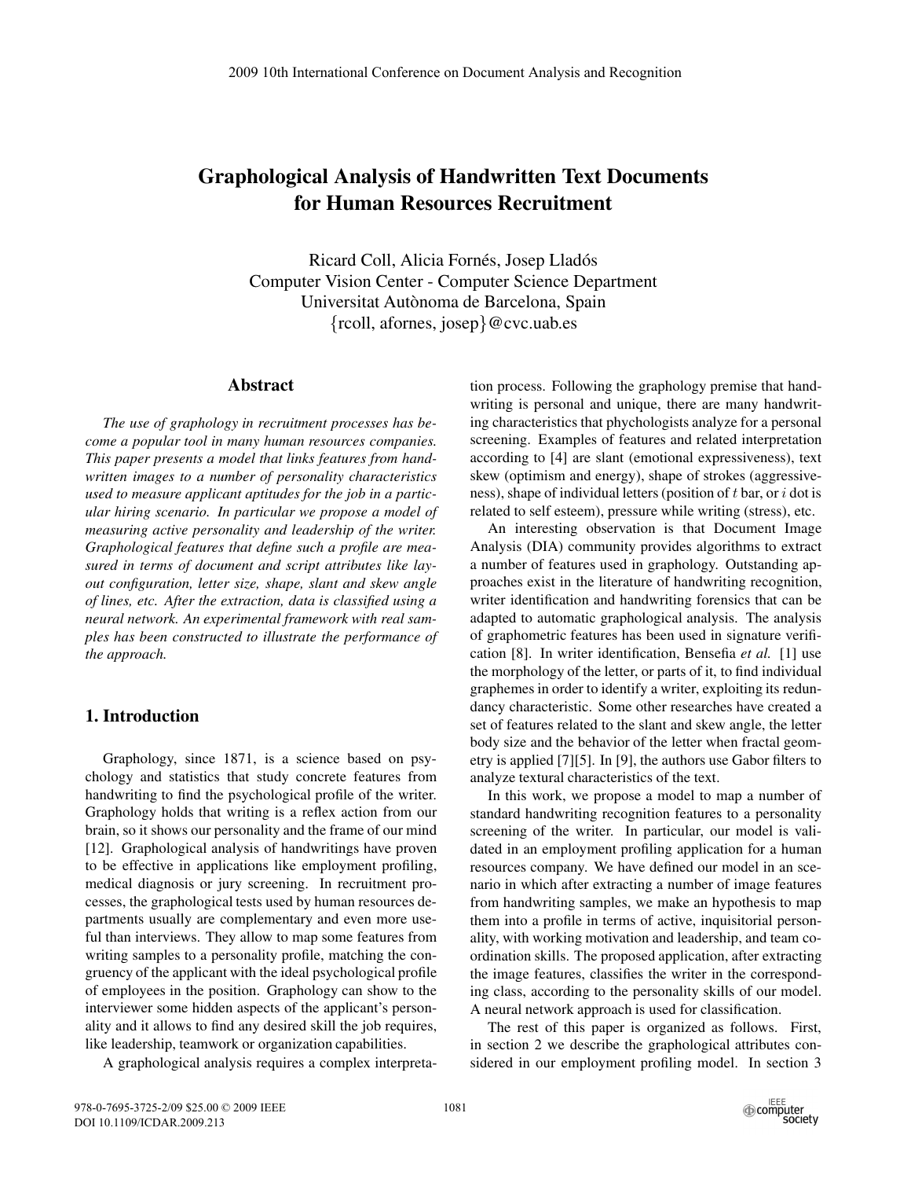# Graphological Analysis of Handwritten Text Documents for Human Resources Recruitment

Ricard Coll, Alicia Fornés, Josep Lladós
Computer Vision Center - Computer Science Department
Universitat Autònoma de Barcelona, Spain
{rcoll, afornes, josep}@cvc.uab.es

## Abstract

*The use of graphology in recruitment processes has become a popular tool in many human resources companies. This paper presents a model that links features from handwritten images to a number of personality characteristics used to measure applicant aptitudes for the job in a particular hiring scenario. In particular we propose a model of measuring active personality and leadership of the writer. Graphological features that define such a profile are measured in terms of document and script attributes like layout configuration, letter size, shape, slant and skew angle of lines, etc. After the extraction, data is classified using a neural network. An experimental framework with real samples has been constructed to illustrate the performance of the approach.*

## 1. Introduction

Graphology, since 1871, is a science based on psychology and statistics that study concrete features from handwriting to find the psychological profile of the writer. Graphology holds that writing is a reflex action from our brain, so it shows our personality and the frame of our mind [12]. Graphological analysis of handwritings have proven to be effective in applications like employment profiling, medical diagnosis or jury screening. In recruitment processes, the graphological tests used by human resources departments usually are complementary and even more useful than interviews. They allow to map some features from writing samples to a personality profile, matching the congruency of the applicant with the ideal psychological profile of employees in the position. Graphology can show to the interviewer some hidden aspects of the applicant's personality and it allows to find any desired skill the job requires, like leadership, teamwork or organization capabilities.

A graphological analysis requires a complex interpretation process. Following the graphology premise that handwriting is personal and unique, there are many handwriting characteristics that phychologists analyze for a personal screening. Examples of features and related interpretation according to [4] are slant (emotional expressiveness), text skew (optimism and energy), shape of strokes (aggressiveness), shape of individual letters (position of $t$ bar, or $i$ dot is related to self esteem), pressure while writing (stress), etc.

An interesting observation is that Document Image Analysis (DIA) community provides algorithms to extract a number of features used in graphology. Outstanding approaches exist in the literature of handwriting recognition, writer identification and handwriting forensics that can be adapted to automatic graphological analysis. The analysis of graphometric features has been used in signature verification [8]. In writer identification, Bensefia *et al.* [1] use the morphology of the letter, or parts of it, to find individual graphemes in order to identify a writer, exploiting its redundancy characteristic. Some other researches have created a set of features related to the slant and skew angle, the letter body size and the behavior of the letter when fractal geometry is applied [7][5]. In [9], the authors use Gabor filters to analyze textural characteristics of the text.

In this work, we propose a model to map a number of standard handwriting recognition features to a personality screening of the writer. In particular, our model is validated in an employment profiling application for a human resources company. We have defined our model in an scenario in which after extracting a number of image features from handwriting samples, we make an hypothesis to map them into a profile in terms of active, inquisitorial personality, with working motivation and leadership, and team coordination skills. The proposed application, after extracting the image features, classifies the writer in the corresponding class, according to the personality skills of our model. A neural network approach is used for classification.

The rest of this paper is organized as follows. First, in section 2 we describe the graphological attributes considered in our employment profiling model. In section 3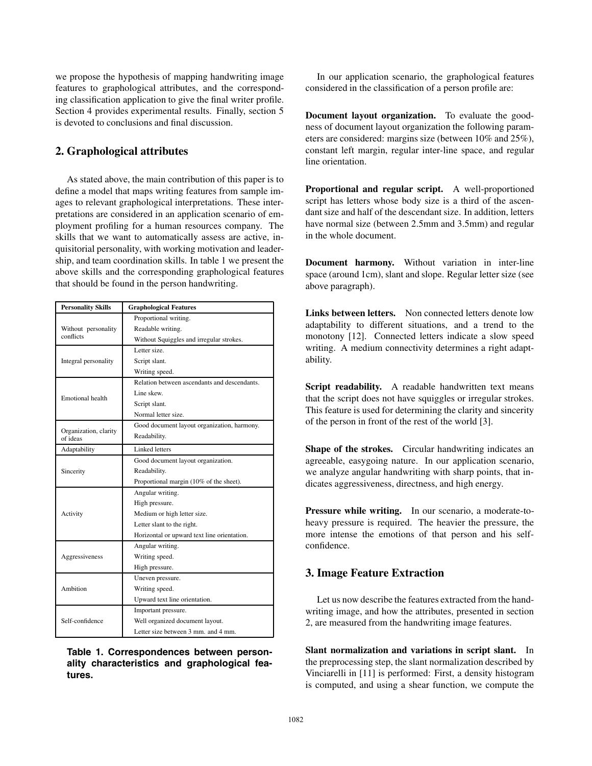we propose the hypothesis of mapping handwriting image features to graphological attributes, and the corresponding classification application to give the final writer profile. Section 4 provides experimental results. Finally, section 5 is devoted to conclusions and final discussion.

## 2. Graphological attributes

As stated above, the main contribution of this paper is to define a model that maps writing features from sample images to relevant graphological interpretations. These interpretations are considered in an application scenario of employment profiling for a human resources company. The skills that we want to automatically assess are active, inquisitorial personality, with working motivation and leadership, and team coordination skills. In table 1 we present the above skills and the corresponding graphological features that should be found in the person handwriting.

| Personality Skills | Graphological Features |
|---|---|
| Without personality conflicts | Proportional writing. |
| | Readable writing. |
| | Without Squiggles and irregular strokes. |
| Integral personality | Letter size. |
| | Script slant. |
| | Writing speed. |
| Emotional health | Relation between ascendants and descendants. |
| | Line skew. |
| | Script slant. |
| | Normal letter size. |
| Organization, clarity of ideas | Good document layout organization, harmony. |
| | Readability. |
| Adaptability | Linked letters |
| Sincerity | Good document layout organization. |
| | Readability. |
| | Proportional margin (10% of the sheet). |
| Activity | Angular writing. |
| | High pressure. |
| | Medium or high letter size. |
| | Letter slant to the right. |
| | Horizontal or upward text line orientation. |
| Aggressiveness | Angular writing. |
| | Writing speed. |
| | High pressure. |
| Ambition | Uneven pressure. |
| | Writing speed. |
| | Upward text line orientation. |
| Self-confidence | Important pressure. |
| | Well organized document layout. |
| | Letter size between 3 mm. and 4 mm. |

**Table 1. Correspondences between personality characteristics and graphological features.**

In our application scenario, the graphological features considered in the classification of a person profile are:

**Document layout organization.** To evaluate the goodness of document layout organization the following parameters are considered: margins size (between 10% and 25%), constant left margin, regular inter-line space, and regular line orientation.

**Proportional and regular script.** A well-proportioned script has letters whose body size is a third of the ascendant size and half of the descendant size. In addition, letters have normal size (between 2.5mm and 3.5mm) and regular in the whole document.

**Document harmony.** Without variation in inter-line space (around 1cm), slant and slope. Regular letter size (see above paragraph).

**Links between letters.** Non connected letters denote low adaptability to different situations, and a trend to the monotony [12]. Connected letters indicate a slow speed writing. A medium connectivity determines a right adaptability.

**Script readability.** A readable handwritten text means that the script does not have squiggles or irregular strokes. This feature is used for determining the clarity and sincerity of the person in front of the rest of the world [3].

**Shape of the strokes.** Circular handwriting indicates an agreeable, easygoing nature. In our application scenario, we analyze angular handwriting with sharp points, that indicates aggressiveness, directness, and high energy.

**Pressure while writing.** In our scenario, a moderate-to-heavy pressure is required. The heavier the pressure, the more intense the emotions of that person and his self-confidence.

## 3. Image Feature Extraction

Let us now describe the features extracted from the handwriting image, and how the attributes, presented in section 2, are measured from the handwriting image features.

**Slant normalization and variations in script slant.** In the preprocessing step, the slant normalization described by Vinciarelli in [11] is performed: First, a density histogram is computed, and using a shear function, we compute the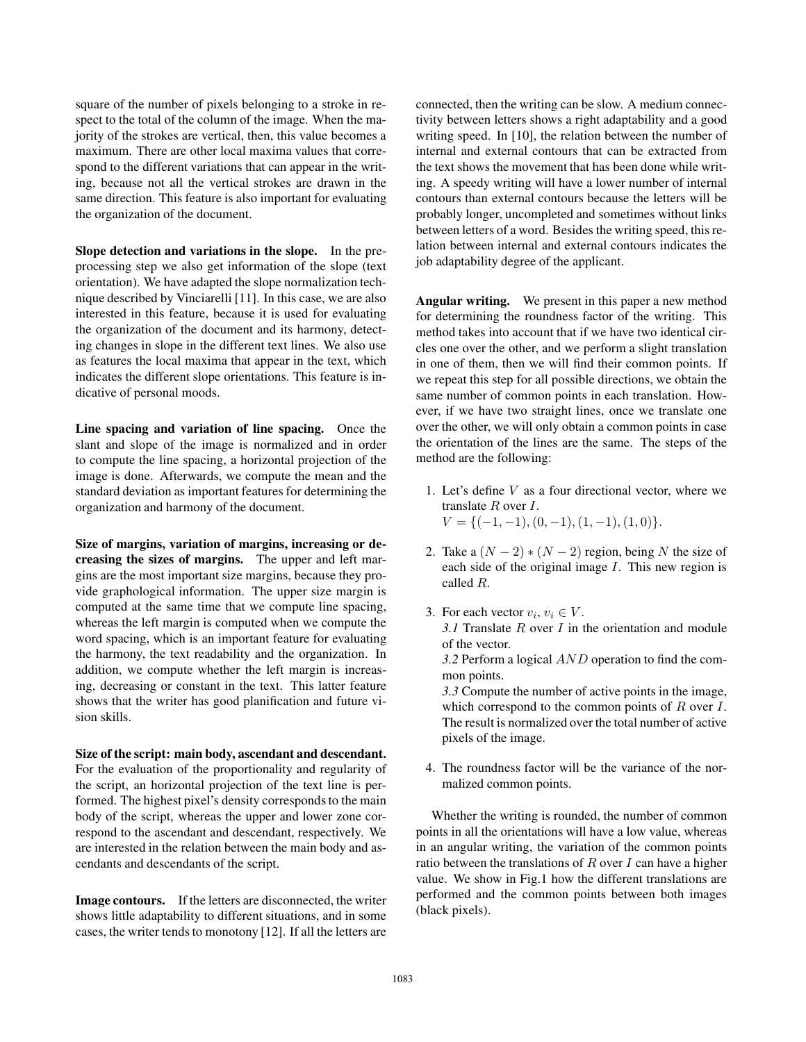square of the number of pixels belonging to a stroke in respect to the total of the column of the image. When the majority of the strokes are vertical, then, this value becomes a maximum. There are other local maxima values that correspond to the different variations that can appear in the writing, because not all the vertical strokes are drawn in the same direction. This feature is also important for evaluating the organization of the document.

**Slope detection and variations in the slope.** In the preprocessing step we also get information of the slope (text orientation). We have adapted the slope normalization technique described by Vinciarelli [11]. In this case, we are also interested in this feature, because it is used for evaluating the organization of the document and its harmony, detecting changes in slope in the different text lines. We also use as features the local maxima that appear in the text, which indicates the different slope orientations. This feature is indicative of personal moods.

**Line spacing and variation of line spacing.** Once the slant and slope of the image is normalized and in order to compute the line spacing, a horizontal projection of the image is done. Afterwards, we compute the mean and the standard deviation as important features for determining the organization and harmony of the document.

**Size of margins, variation of margins, increasing or decreasing the sizes of margins.** The upper and left margins are the most important size margins, because they provide graphological information. The upper size margin is computed at the same time that we compute line spacing, whereas the left margin is computed when we compute the word spacing, which is an important feature for evaluating the harmony, the text readability and the organization. In addition, we compute whether the left margin is increasing, decreasing or constant in the text. This latter feature shows that the writer has good planification and future vision skills.

**Size of the script: main body, ascendant and descendant.** For the evaluation of the proportionality and regularity of the script, an horizontal projection of the text line is performed. The highest pixel's density corresponds to the main body of the script, whereas the upper and lower zone correspond to the ascendant and descendant, respectively. We are interested in the relation between the main body and ascendants and descendants of the script.

**Image contours.** If the letters are disconnected, the writer shows little adaptability to different situations, and in some cases, the writer tends to monotony [12]. If all the letters are connected, then the writing can be slow. A medium connectivity between letters shows a right adaptability and a good writing speed. In [10], the relation between the number of internal and external contours that can be extracted from the text shows the movement that has been done while writing. A speedy writing will have a lower number of internal contours than external contours because the letters will be probably longer, uncompleted and sometimes without links between letters of a word. Besides the writing speed, this relation between internal and external contours indicates the job adaptability degree of the applicant.

**Angular writing.** We present in this paper a new method for determining the roundness factor of the writing. This method takes into account that if we have two identical circles one over the other, and we perform a slight translation in one of them, then we will find their common points. If we repeat this step for all possible directions, we obtain the same number of common points in each translation. However, if we have two straight lines, once we translate one over the other, we will only obtain a common points in case the orientation of the lines are the same. The steps of the method are the following:

1. Let's define $V$ as a four directional vector, where we translate $R$ over $I$.
   $V = \{(-1,-1),(0,-1),(1,-1),(1,0)\}$.

2. Take a $(N-2)*(N-2)$ region, being $N$ the size of each side of the original image $I$. This new region is called $R$.

3. For each vector $v_i$, $v_i \in V$.
   *3.1* Translate $R$ over $I$ in the orientation and module of the vector.
   *3.2* Perform a logical $AND$ operation to find the common points.
   *3.3* Compute the number of active points in the image, which correspond to the common points of $R$ over $I$. The result is normalized over the total number of active pixels of the image.

4. The roundness factor will be the variance of the normalized common points.

Whether the writing is rounded, the number of common points in all the orientations will have a low value, whereas in an angular writing, the variation of the common points ratio between the translations of $R$ over $I$ can have a higher value. We show in Fig.1 how the different translations are performed and the common points between both images (black pixels).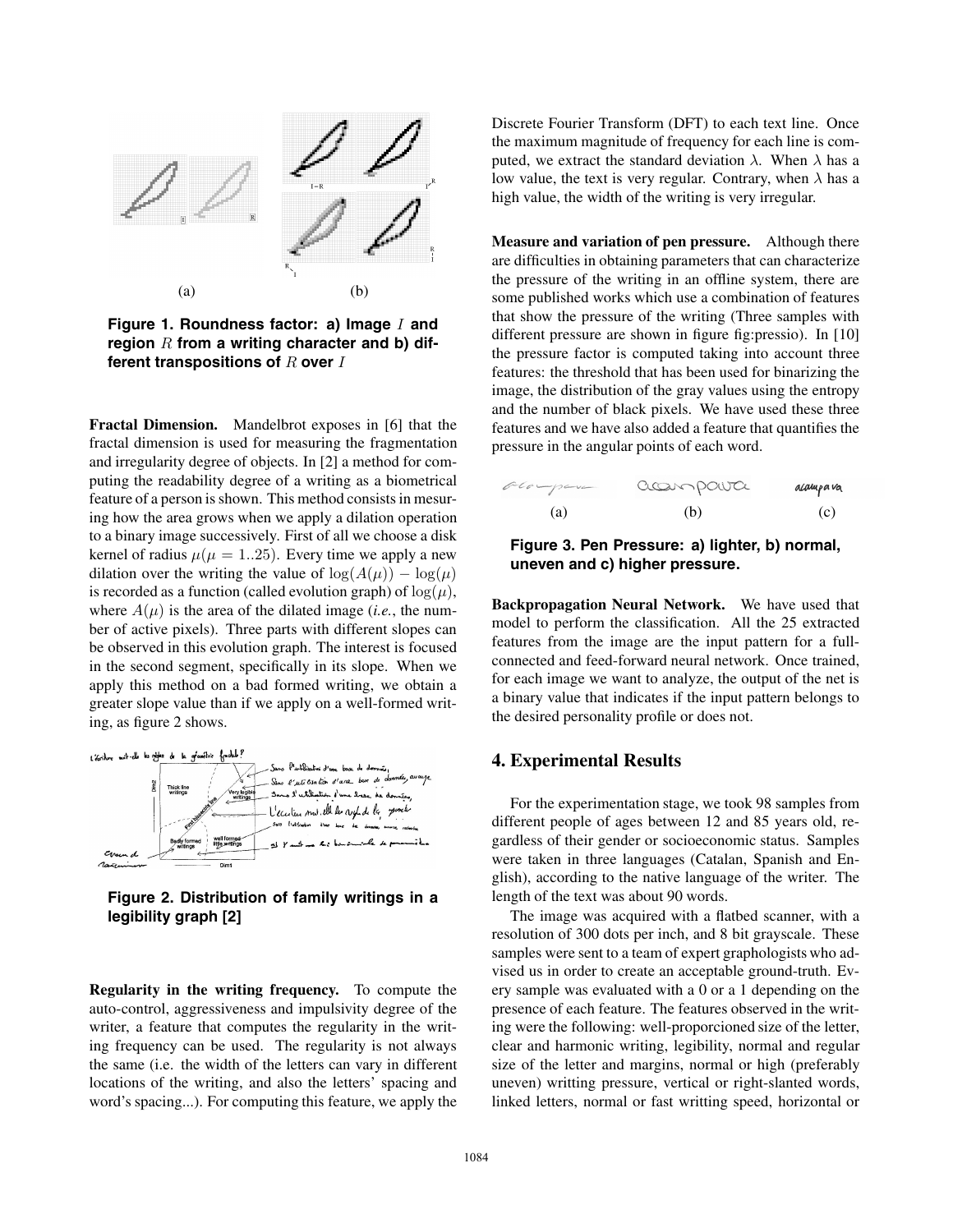Figure 1. Roundness factor: a) Image $I$ and region $R$ from a writing character and b) different transpositions of $R$ over $I$

**Fractal Dimension.** Mandelbrot exposes in [6] that the fractal dimension is used for measuring the fragmentation and irregularity degree of objects. In [2] a method for computing the readability degree of a writing as a biometrical feature of a person is shown. This method consists in mesuring how the area grows when we apply a dilation operation to a binary image successively. First of all we choose a disk kernel of radius $\mu(\mu = 1..25)$. Every time we apply a new dilation over the writing the value of $\log(A(\mu)) - \log(\mu)$ is recorded as a function (called evolution graph) of $\log(\mu)$, where $A(\mu)$ is the area of the dilated image (*i.e.*, the number of active pixels). Three parts with different slopes can be observed in this evolution graph. The interest is focused in the second segment, specifically in its slope. When we apply this method on a bad formed writing, we obtain a greater slope value than if we apply on a well-formed writing, as figure 2 shows.

Figure 2. Distribution of family writings in a legibility graph [2]

**Regularity in the writing frequency.** To compute the auto-control, aggressiveness and impulsivity degree of the writer, a feature that computes the regularity in the writing frequency can be used. The regularity is not always the same (i.e. the width of the letters can vary in different locations of the writing, and also the letters' spacing and word's spacing...). For computing this feature, we apply the Discrete Fourier Transform (DFT) to each text line. Once the maximum magnitude of frequency for each line is computed, we extract the standard deviation $\lambda$. When $\lambda$ has a low value, the text is very regular. Contrary, when $\lambda$ has a high value, the width of the writing is very irregular.

**Measure and variation of pen pressure.** Although there are difficulties in obtaining parameters that can characterize the pressure of the writing in an offline system, there are some published works which use a combination of features that show the pressure of the writing (Three samples with different pressure are shown in figure fig:pressio). In [10] the pressure factor is computed taking into account three features: the threshold that has been used for binarizing the image, the distribution of the gray values using the entropy and the number of black pixels. We have used these three features and we have also added a feature that quantifies the pressure in the angular points of each word.

Figure 3. Pen Pressure: a) lighter, b) normal, uneven and c) higher pressure.

**Backpropagation Neural Network.** We have used that model to perform the classification. All the 25 extracted features from the image are the input pattern for a full-connected and feed-forward neural network. Once trained, for each image we want to analyze, the output of the net is a binary value that indicates if the input pattern belongs to the desired personality profile or does not.

## 4. Experimental Results

For the experimentation stage, we took 98 samples from different people of ages between 12 and 85 years old, regardless of their gender or socioeconomic status. Samples were taken in three languages (Catalan, Spanish and English), according to the native language of the writer. The length of the text was about 90 words.

The image was acquired with a flatbed scanner, with a resolution of 300 dots per inch, and 8 bit grayscale. These samples were sent to a team of expert graphologists who advised us in order to create an acceptable ground-truth. Every sample was evaluated with a 0 or a 1 depending on the presence of each feature. The features observed in the writing were the following: well-proporcioned size of the letter, clear and harmonic writing, legibility, normal and regular size of the letter and margins, normal or high (preferably uneven) writting pressure, vertical or right-slanted words, linked letters, normal or fast writting speed, horizontal or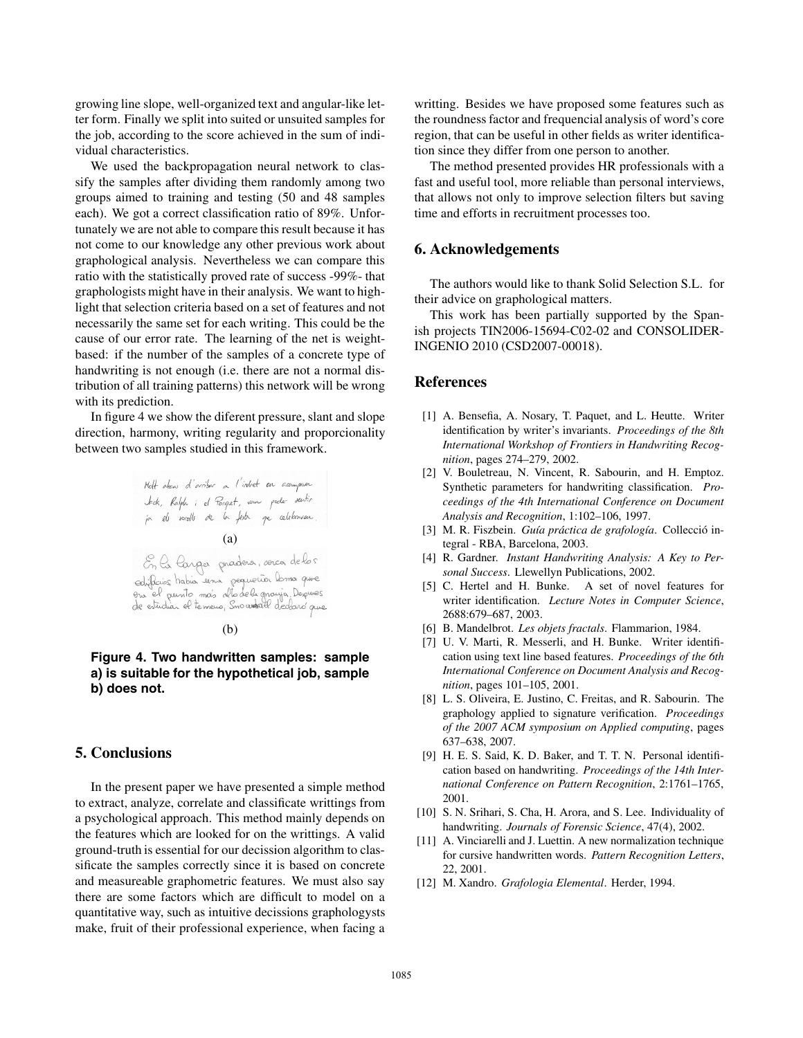growing line slope, well-organized text and angular-like letter form. Finally we split into suited or unsuited samples for the job, according to the score achieved in the sum of individual characteristics.

We used the backpropagation neural network to classify the samples after dividing them randomly among two groups aimed to training and testing (50 and 48 samples each). We got a correct classification ratio of 89%. Unfortunately we are not able to compare this result because it has not come to our knowledge any other previous work about graphological analysis. Nevertheless we can compare this ratio with the statistically proved rate of success -99%- that graphologists might have in their analysis. We want to highlight that selection criteria based on a set of features and not necessarily the same set for each writing. This could be the cause of our error rate. The learning of the net is weight-based: if the number of the samples of a concrete type of handwriting is not enough (i.e. there are not a normal distribution of all training patterns) this network will be wrong with its prediction.

In figure 4 we show the diferent pressure, slant and slope direction, harmony, writing regularity and proporcionality between two samples studied in this framework.

(a)

(b)

**Figure 4. Two handwritten samples: sample a) is suitable for the hypothetical job, sample b) does not.**

## 5. Conclusions

In the present paper we have presented a simple method to extract, analyze, correlate and classificate writtings from a psychological approach. This method mainly depends on the features which are looked for on the writtings. A valid ground-truth is essential for our decission algorithm to classificate the samples correctly since it is based on concrete and measureable graphometric features. We must also say there are some factors which are difficult to model on a quantitative way, such as intuitive decissions graphologysts make, fruit of their professional experience, when facing a writting. Besides we have proposed some features such as the roundness factor and frequencial analysis of word's core region, that can be useful in other fields as writer identification since they differ from one person to another.

The method presented provides HR professionals with a fast and useful tool, more reliable than personal interviews, that allows not only to improve selection filters but saving time and efforts in recruitment processes too.

## 6. Acknowledgements

The authors would like to thank Solid Selection S.L. for their advice on graphological matters.

This work has been partially supported by the Spanish projects TIN2006-15694-C02-02 and CONSOLIDER-INGENIO 2010 (CSD2007-00018).

## References

[1] A. Bensefia, A. Nosary, T. Paquet, and L. Heutte. Writer identification by writer's invariants. *Proceedings of the 8th International Workshop of Frontiers in Handwriting Recognition*, pages 274–279, 2002.

[2] V. Bouletreau, N. Vincent, R. Sabourin, and H. Emptoz. Synthetic parameters for handwriting classification. *Proceedings of the 4th International Conference on Document Analysis and Recognition*, 1:102–106, 1997.

[3] M. R. Fiszbein. *Guía práctica de grafología*. Collecció integral - RBA, Barcelona, 2003.

[4] R. Gardner. *Instant Handwriting Analysis: A Key to Personal Success*. Llewellyn Publications, 2002.

[5] C. Hertel and H. Bunke. A set of novel features for writer identification. *Lecture Notes in Computer Science*, 2688:679–687, 2003.

[6] B. Mandelbrot. *Les objets fractals*. Flammarion, 1984.

[7] U. V. Marti, R. Messerli, and H. Bunke. Writer identification using text line based features. *Proceedings of the 6th International Conference on Document Analysis and Recognition*, pages 101–105, 2001.

[8] L. S. Oliveira, E. Justino, C. Freitas, and R. Sabourin. The graphology applied to signature verification. *Proceedings of the 2007 ACM symposium on Applied computing*, pages 637–638, 2007.

[9] H. E. S. Said, K. D. Baker, and T. T. N. Personal identification based on handwriting. *Proceedings of the 14th International Conference on Pattern Recognition*, 2:1761–1765, 2001.

[10] S. N. Srihari, S. Cha, H. Arora, and S. Lee. Individuality of handwriting. *Journals of Forensic Science*, 47(4), 2002.

[11] A. Vinciarelli and J. Luettin. A new normalization technique for cursive handwritten words. *Pattern Recognition Letters*, 22, 2001.

[12] M. Xandro. *Grafologia Elemental*. Herder, 1994.